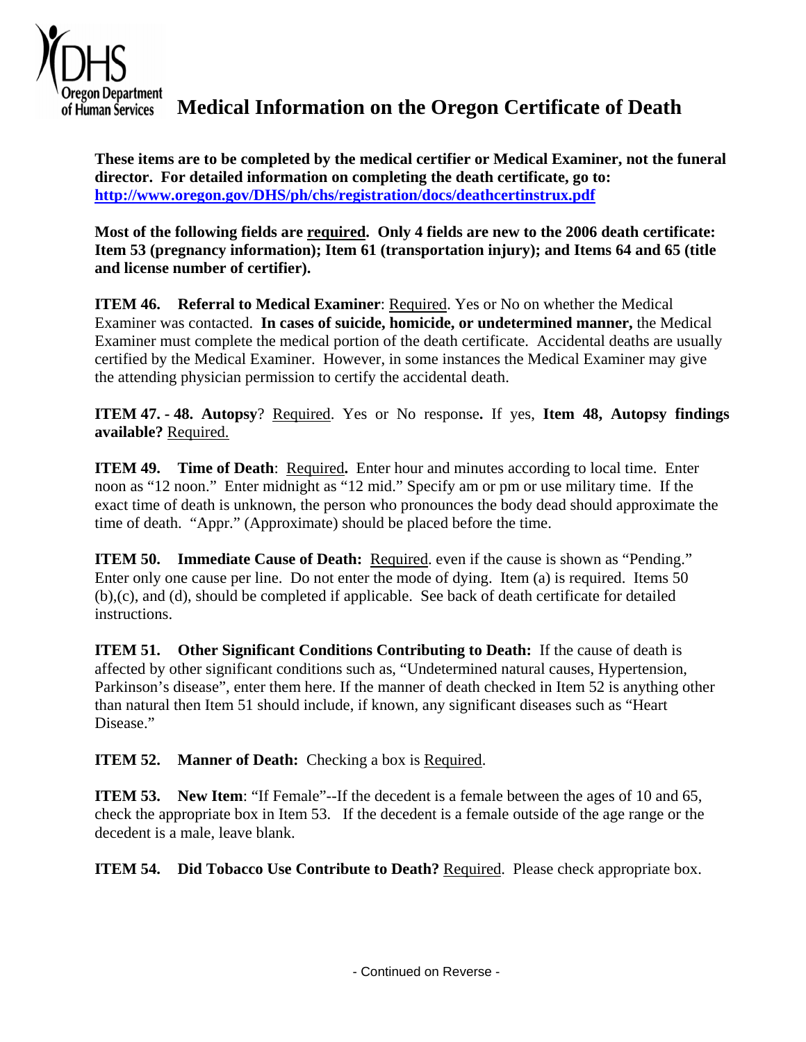# Medical Information on the Oregon Certificate of Death

**These items are to be completed by the medical certifier or Medical Examiner, not the funeral director. For detailed information on completing the death certificate, go to: [http://www.oregon.gov/DHS/ph/chs/registration/docs/deathcertinstrux.pdf](http://www.oregon.gov/DHS/ph/chs/registration/docs/deathcertinstrux.pdf)**

**Most of the following fields are required. Only 4 fields are new to the 2006 death certificate: Item 53 (pregnancy information); Item 61 (transportation injury); and Items 64 and 65 (title and license number of certifier).**

**ITEM 46. Referral to Medical Examiner**: Required. Yes or No on whether the Medical Examiner was contacted. **In cases of suicide, homicide, or undetermined manner,** the Medical Examiner must complete the medical portion of the death certificate. Accidental deaths are usually certified by the Medical Examiner. However, in some instances the Medical Examiner may give the attending physician permission to certify the accidental death.

**ITEM 47. - 48. Autopsy**? Required. Yes or No response**.** If yes, **Item 48, Autopsy findings available?** Required.

**ITEM 49. Time of Death**: Required**.** Enter hour and minutes according to local time. Enter noon as "12 noon." Enter midnight as "12 mid." Specify am or pm or use military time. If the exact time of death is unknown, the person who pronounces the body dead should approximate the time of death. "Appr." (Approximate) should be placed before the time.

**ITEM 50. Immediate Cause of Death:** Required. even if the cause is shown as "Pending." Enter only one cause per line. Do not enter the mode of dying. Item (a) is required. Items 50 (b),(c), and (d), should be completed if applicable. See back of death certificate for detailed instructions.

**ITEM 51. Other Significant Conditions Contributing to Death:** If the cause of death is affected by other significant conditions such as, "Undetermined natural causes, Hypertension, Parkinson's disease", enter them here. If the manner of death checked in Item 52 is anything other than natural then Item 51 should include, if known, any significant diseases such as "Heart Disease."

**ITEM 52. Manner of Death:** Checking a box is Required.

**ITEM 53. New Item**: "If Female"--If the decedent is a female between the ages of 10 and 65, check the appropriate box in Item 53. If the decedent is a female outside of the age range or the decedent is a male, leave blank.

**ITEM 54. Did Tobacco Use Contribute to Death?** Required. Please check appropriate box.

- Continued on Reverse -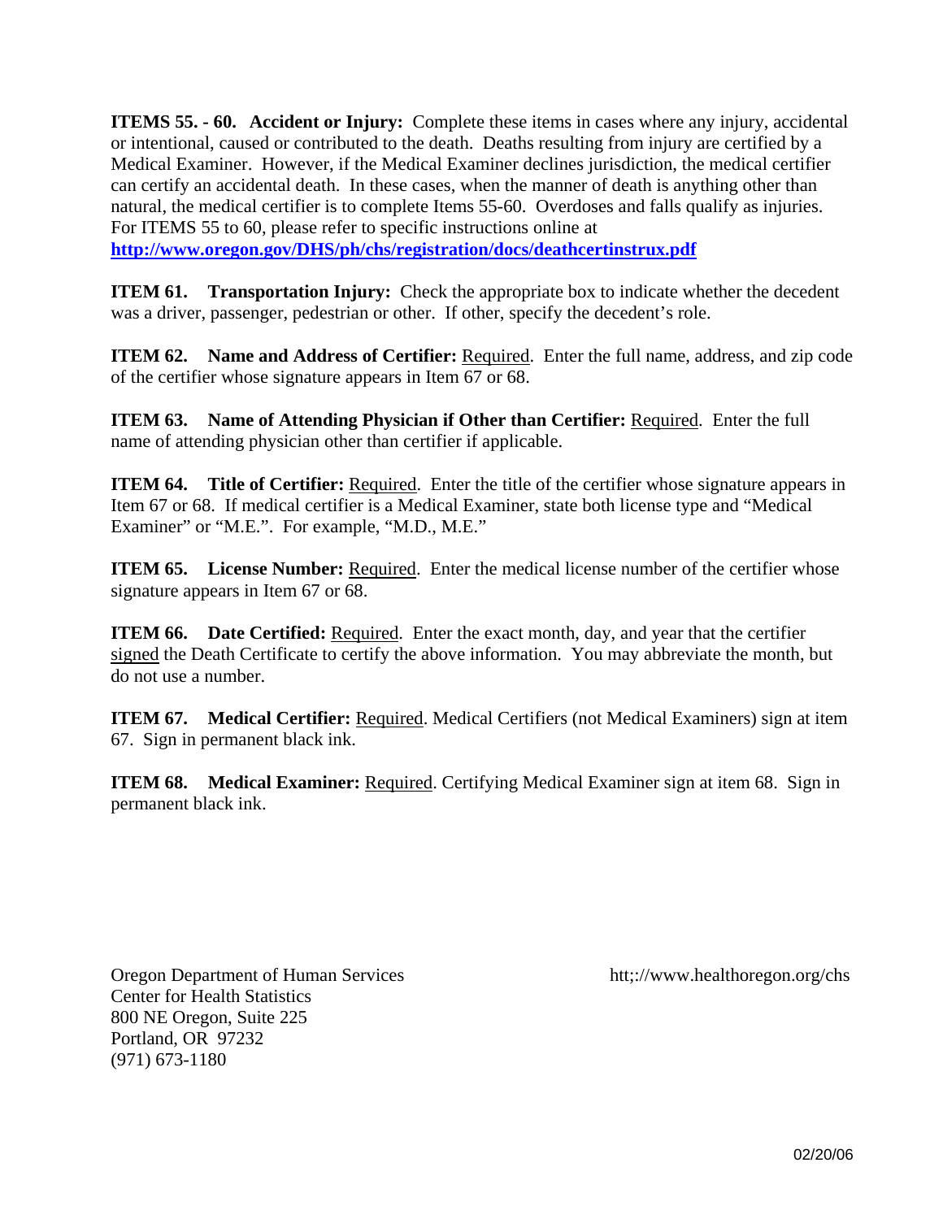**ITEMS 55. - 60. Accident or Injury:** Complete these items in cases where any injury, accidental or intentional, caused or contributed to the death. Deaths resulting from injury are certified by a Medical Examiner. However, if the Medical Examiner declines jurisdiction, the medical certifier can certify an accidental death. In these cases, when the manner of death is anything other than natural, the medical certifier is to complete Items 55-60. Overdoses and falls qualify as injuries. For ITEMS 55 to 60, please refer to specific instructions online at **http://www.oregon.gov/DHS/ph/chs/registration/docs/deathcertinstrux.pdf**

**ITEM 61. Transportation Injury:** Check the appropriate box to indicate whether the decedent was a driver, passenger, pedestrian or other. If other, specify the decedent's role.

**ITEM 62. Name and Address of Certifier:** Required. Enter the full name, address, and zip code of the certifier whose signature appears in Item 67 or 68.

**ITEM 63. Name of Attending Physician if Other than Certifier:** Required. Enter the full name of attending physician other than certifier if applicable.

**ITEM 64. Title of Certifier:** Required. Enter the title of the certifier whose signature appears in Item 67 or 68. If medical certifier is a Medical Examiner, state both license type and "Medical Examiner" or "M.E.". For example, "M.D., M.E."

**ITEM 65. License Number:** Required. Enter the medical license number of the certifier whose signature appears in Item 67 or 68.

**ITEM 66. Date Certified:** Required. Enter the exact month, day, and year that the certifier signed the Death Certificate to certify the above information. You may abbreviate the month, but do not use a number.

**ITEM 67. Medical Certifier:** Required. Medical Certifiers (not Medical Examiners) sign at item 67. Sign in permanent black ink.

**ITEM 68. Medical Examiner:** Required. Certifying Medical Examiner sign at item 68. Sign in permanent black ink.

Oregon Department of Human Services
Center for Health Statistics
800 NE Oregon, Suite 225
Portland, OR 97232
(971) 673-1180

htt;://www.healthoregon.org/chs

02/20/06